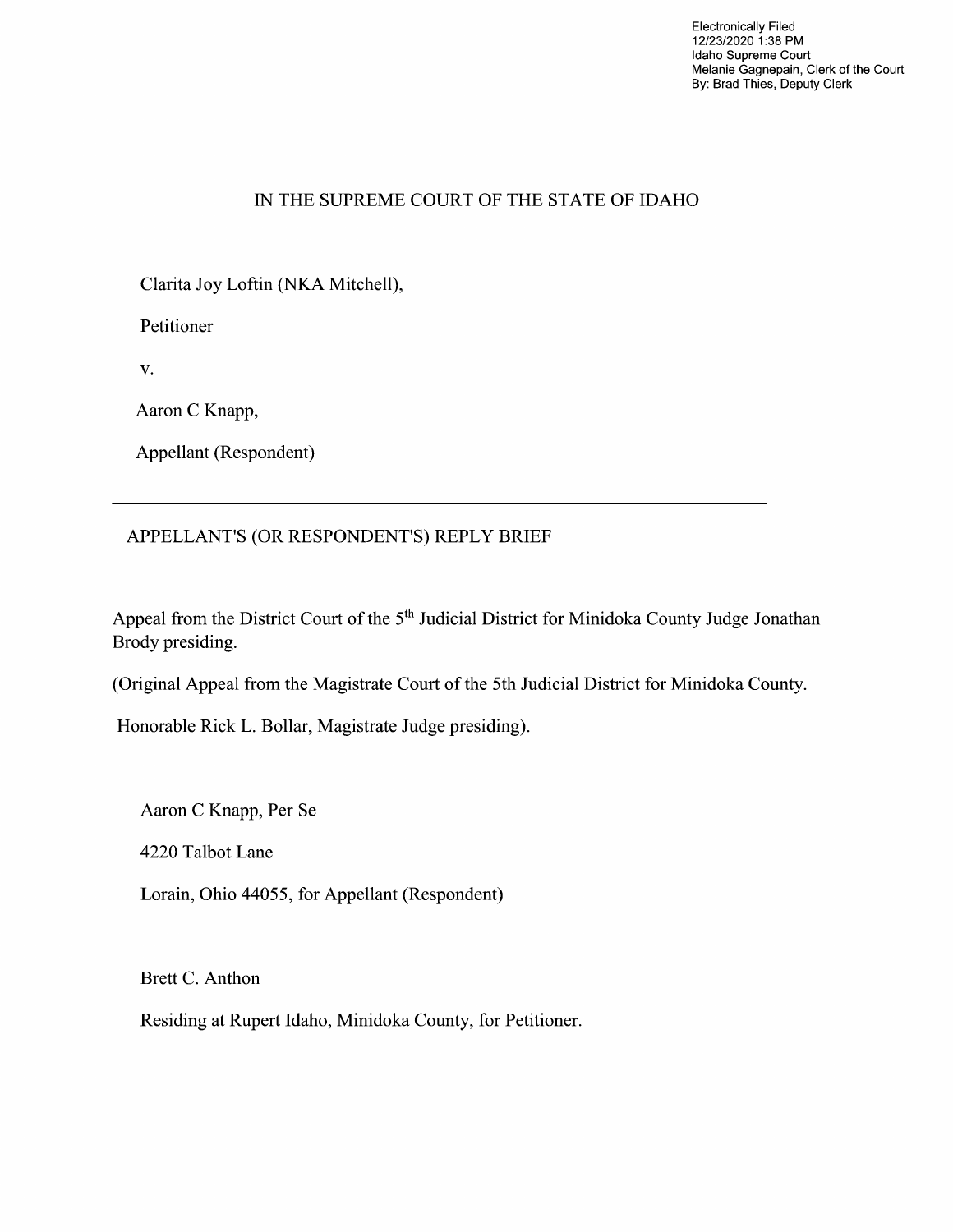Electronically Filed
12/23/2020 1:38 PM
Idaho Supreme Court
Melanie Gagnepain, Clerk of the Court
By: Brad Thies, Deputy Clerk

IN THE SUPREME COURT OF THE STATE OF IDAHO

Clarita Joy Loftin (NKA Mitchell),

Petitioner

v.

Aaron C Knapp,

Appellant (Respondent)

---

APPELLANT'S (OR RESPONDENT'S) REPLY BRIEF

Appeal from the District Court of the 5th Judicial District for Minidoka County Judge Jonathan Brody presiding.

(Original Appeal from the Magistrate Court of the 5th Judicial District for Minidoka County.

Honorable Rick L. Bollar, Magistrate Judge presiding).

Aaron C Knapp, Per Se

4220 Talbot Lane

Lorain, Ohio 44055, for Appellant (Respondent)

Brett C. Anthon

Residing at Rupert Idaho, Minidoka County, for Petitioner.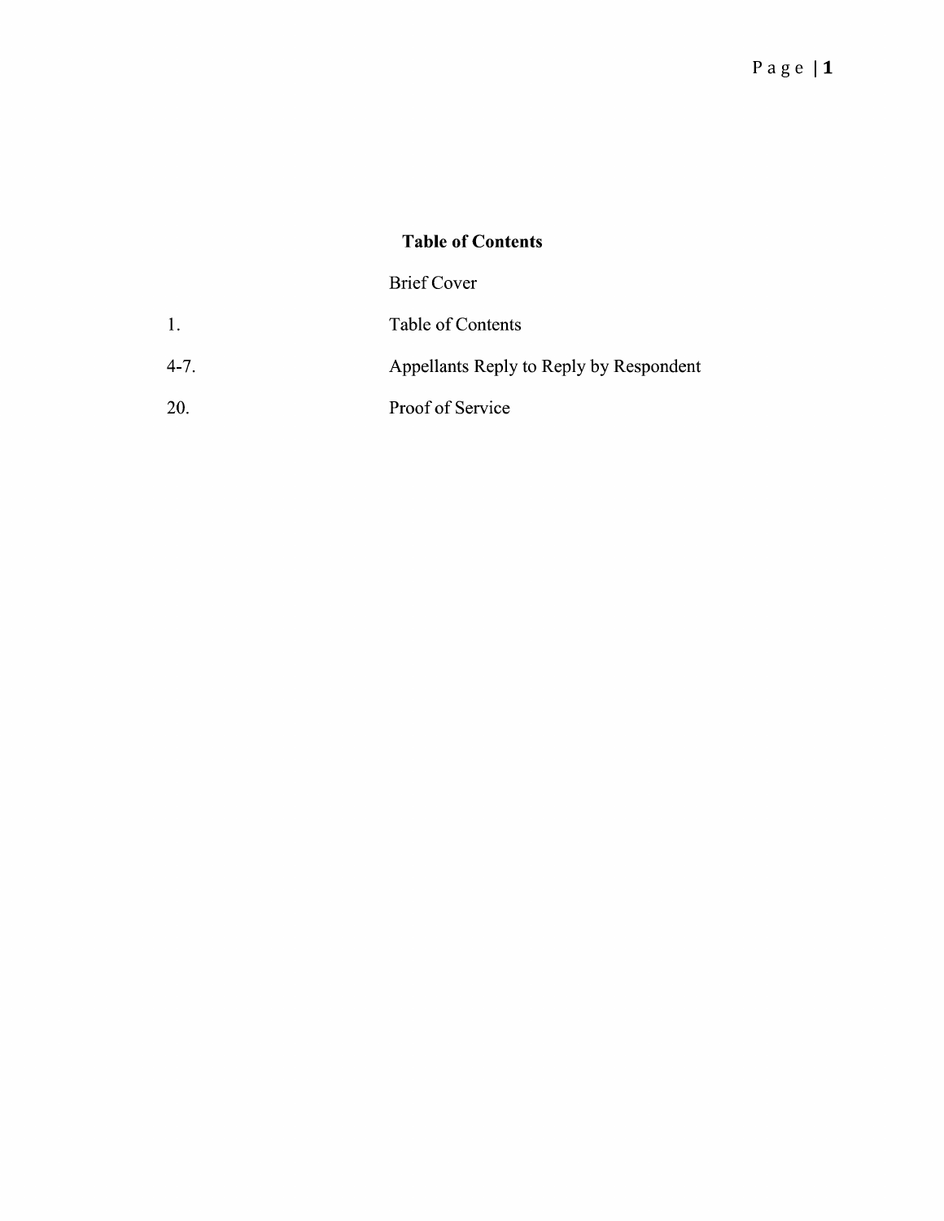## Table of Contents

| | |
|---|---|
| | Brief Cover |
| 1. | Table of Contents |
| 4-7. | Appellants Reply to Reply by Respondent |
| 20. | Proof of Service |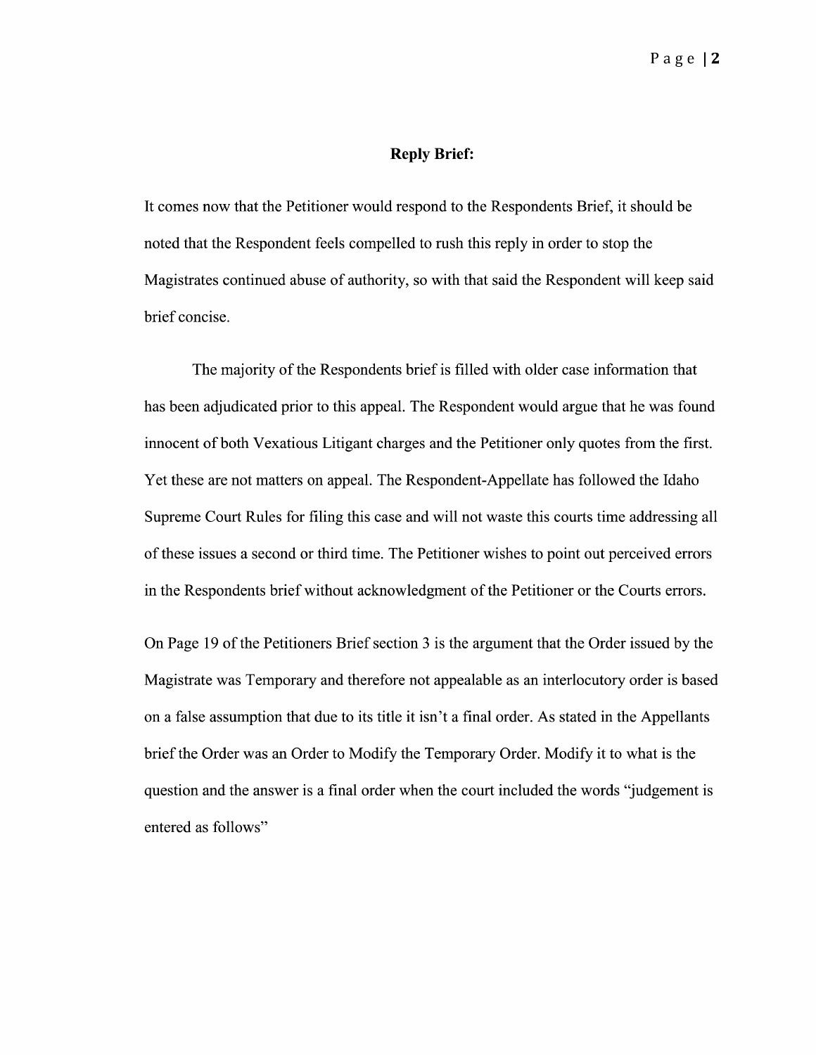## Reply Brief:

It comes now that the Petitioner would respond to the Respondents Brief, it should be noted that the Respondent feels compelled to rush this reply in order to stop the Magistrates continued abuse of authority, so with that said the Respondent will keep said brief concise.

The majority of the Respondents brief is filled with older case information that has been adjudicated prior to this appeal. The Respondent would argue that he was found innocent of both Vexatious Litigant charges and the Petitioner only quotes from the first. Yet these are not matters on appeal. The Respondent-Appellate has followed the Idaho Supreme Court Rules for filing this case and will not waste this courts time addressing all of these issues a second or third time. The Petitioner wishes to point out perceived errors in the Respondents brief without acknowledgment of the Petitioner or the Courts errors.

On Page 19 of the Petitioners Brief section 3 is the argument that the Order issued by the Magistrate was Temporary and therefore not appealable as an interlocutory order is based on a false assumption that due to its title it isn't a final order. As stated in the Appellants brief the Order was an Order to Modify the Temporary Order. Modify it to what is the question and the answer is a final order when the court included the words "judgement is entered as follows"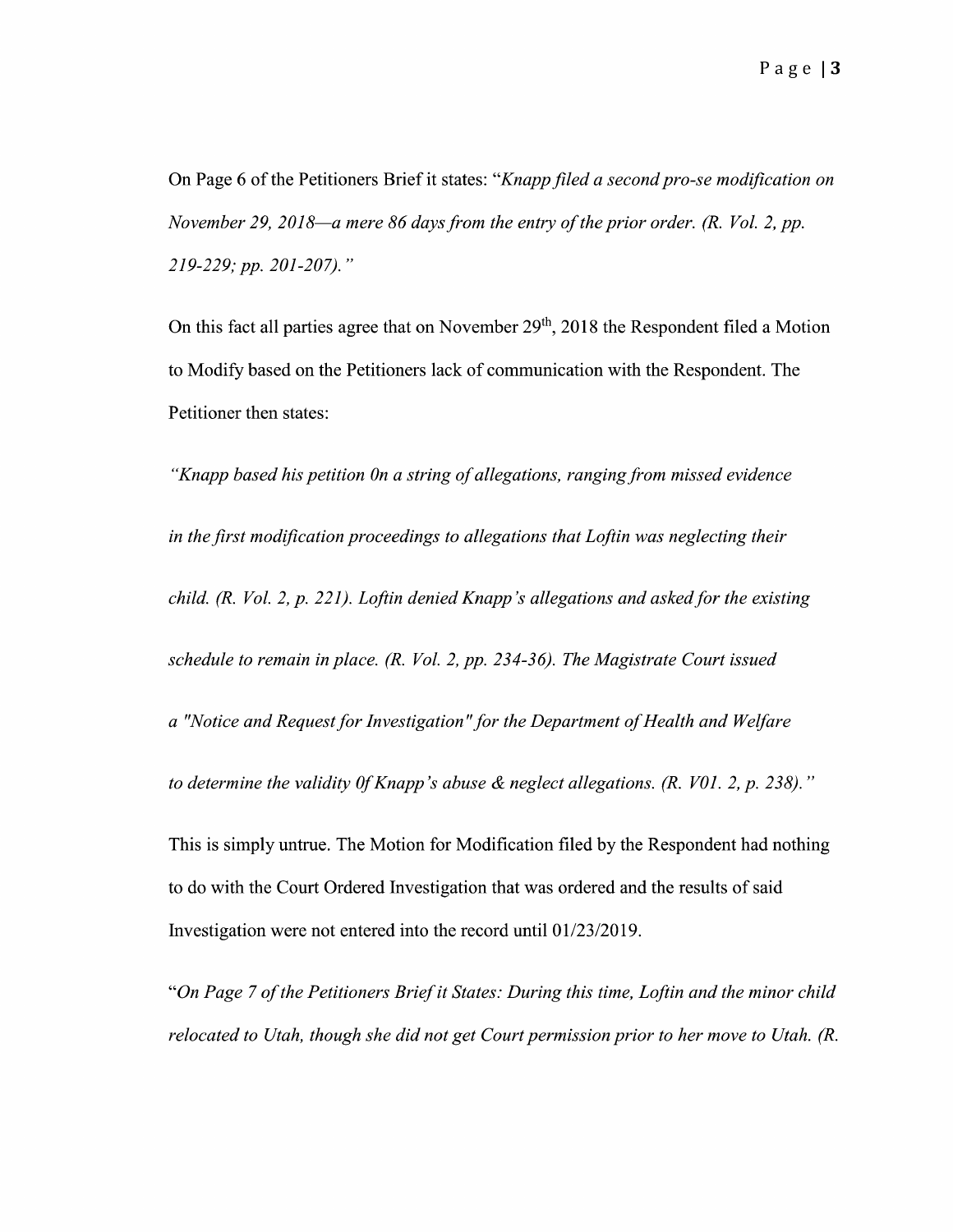On Page 6 of the Petitioners Brief it states: "*Knapp filed a second pro-se modification on November 29, 2018—a mere 86 days from the entry of the prior order. (R. Vol. 2, pp. 219-229; pp. 201-207).*"

On this fact all parties agree that on November 29th, 2018 the Respondent filed a Motion to Modify based on the Petitioners lack of communication with the Respondent. The Petitioner then states:

"*Knapp based his petition 0n a string of allegations, ranging from missed evidence in the first modification proceedings to allegations that Loftin was neglecting their child. (R. Vol. 2, p. 221). Loftin denied Knapp's allegations and asked for the existing schedule to remain in place. (R. Vol. 2, pp. 234-36). The Magistrate Court issued a "Notice and Request for Investigation" for the Department of Health and Welfare to determine the validity 0f Knapp's abuse & neglect allegations. (R. V01. 2, p. 238).*"

This is simply untrue. The Motion for Modification filed by the Respondent had nothing to do with the Court Ordered Investigation that was ordered and the results of said Investigation were not entered into the record until 01/23/2019.

"*On Page 7 of the Petitioners Brief it States: During this time, Loftin and the minor child relocated to Utah, though she did not get Court permission prior to her move to Utah. (R.*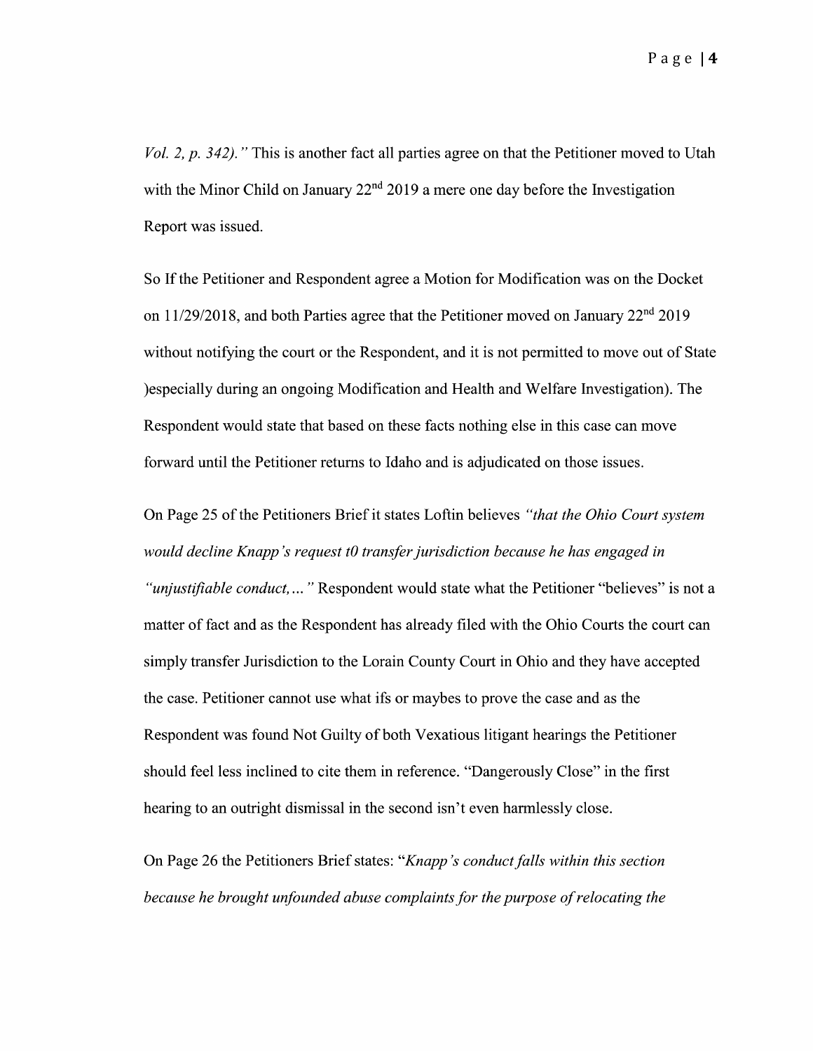*Vol. 2, p. 342)."* This is another fact all parties agree on that the Petitioner moved to Utah with the Minor Child on January 22nd 2019 a mere one day before the Investigation Report was issued.

So If the Petitioner and Respondent agree a Motion for Modification was on the Docket on 11/29/2018, and both Parties agree that the Petitioner moved on January 22nd 2019 without notifying the court or the Respondent, and it is not permitted to move out of State )especially during an ongoing Modification and Health and Welfare Investigation). The Respondent would state that based on these facts nothing else in this case can move forward until the Petitioner returns to Idaho and is adjudicated on those issues.

On Page 25 of the Petitioners Brief it states Loftin believes *"that the Ohio Court system would decline Knapp's request t0 transfer jurisdiction because he has engaged in "unjustifiable conduct,..."* Respondent would state what the Petitioner "believes" is not a matter of fact and as the Respondent has already filed with the Ohio Courts the court can simply transfer Jurisdiction to the Lorain County Court in Ohio and they have accepted the case. Petitioner cannot use what ifs or maybes to prove the case and as the Respondent was found Not Guilty of both Vexatious litigant hearings the Petitioner should feel less inclined to cite them in reference. "Dangerously Close" in the first hearing to an outright dismissal in the second isn't even harmlessly close.

On Page 26 the Petitioners Brief states: *"Knapp's conduct falls within this section because he brought unfounded abuse complaints for the purpose of relocating the*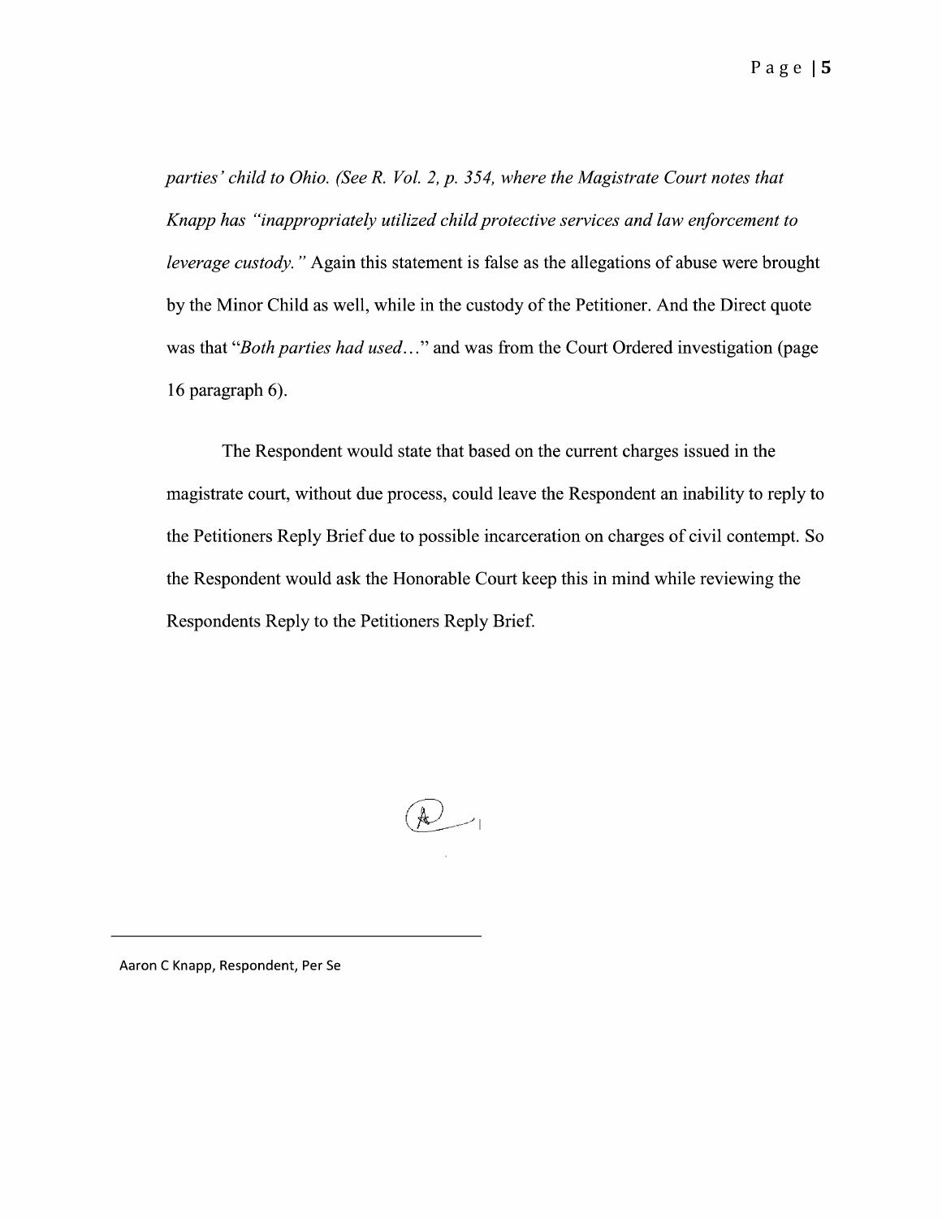*parties' child to Ohio. (See R. Vol. 2, p. 354, where the Magistrate Court notes that Knapp has "inappropriately utilized child protective services and law enforcement to leverage custody."* Again this statement is false as the allegations of abuse were brought by the Minor Child as well, while in the custody of the Petitioner. And the Direct quote was that "*Both parties had used*..." and was from the Court Ordered investigation (page 16 paragraph 6).

The Respondent would state that based on the current charges issued in the magistrate court, without due process, could leave the Respondent an inability to reply to the Petitioners Reply Brief due to possible incarceration on charges of civil contempt. So the Respondent would ask the Honorable Court keep this in mind while reviewing the Respondents Reply to the Petitioners Reply Brief.

Aaron C Knapp, Respondent, Per Se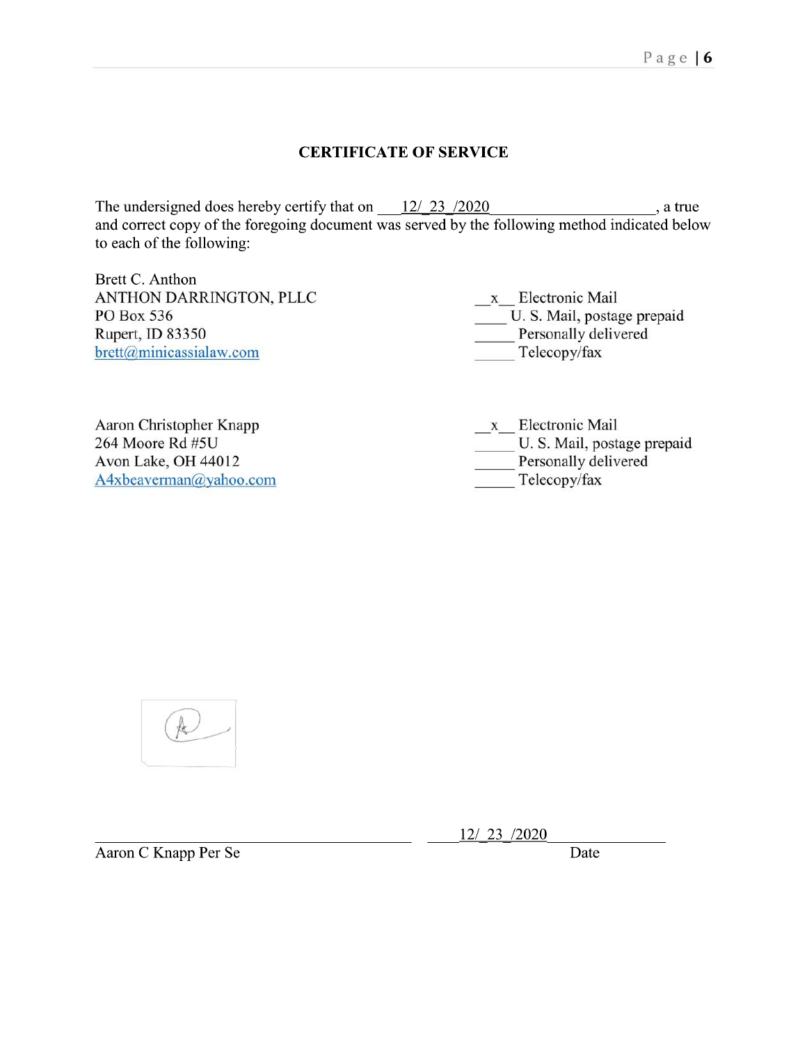## CERTIFICATE OF SERVICE

The undersigned does hereby certify that on ___12/_23_/2020____________________, a true and correct copy of the foregoing document was served by the following method indicated below to each of the following:

Brett C. Anthon
ANTHON DARRINGTON, PLLC
PO Box 536
Rupert, ID 83350
brett@minicassialaw.com

__x__ Electronic Mail
____ U. S. Mail, postage prepaid
_____ Personally delivered
_____ Telecopy/fax

Aaron Christopher Knapp
264 Moore Rd #5U
Avon Lake, OH 44012
A4xbeaverman@yahoo.com

__x__ Electronic Mail
_____ U. S. Mail, postage prepaid
_____ Personally delivered
_____ Telecopy/fax

______________________________ _____12/_23_/2020______________

Aaron C Knapp Per Se Date